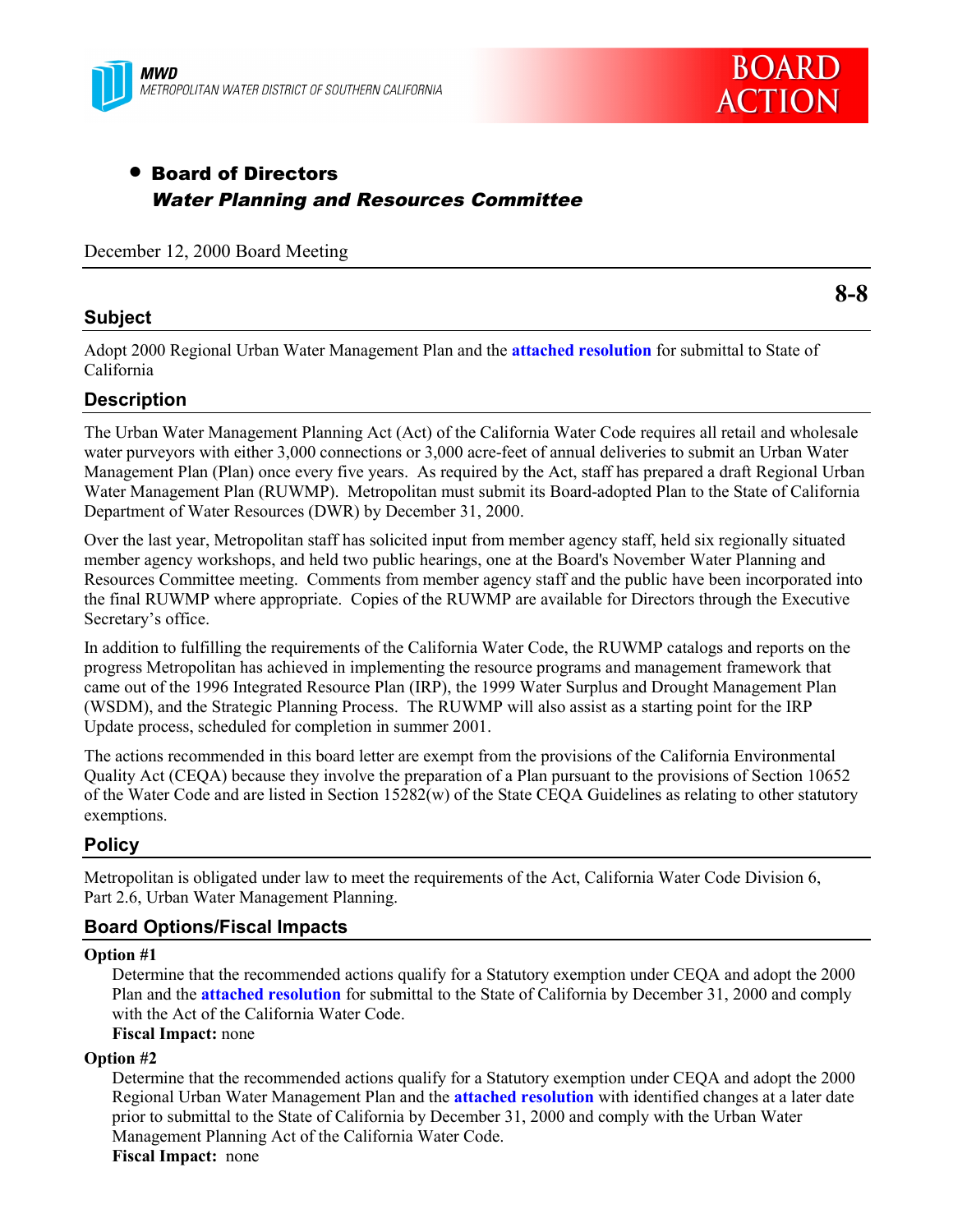MWD
METROPOLITAN WATER DISTRICT OF SOUTHERN CALIFORNIA

**BOARD ACTION**

- **Board of Directors**
  ***Water Planning and Resources Committee***

December 12, 2000 Board Meeting

**8-8**

## Subject

Adopt 2000 Regional Urban Water Management Plan and the **attached resolution** for submittal to State of California

## Description

The Urban Water Management Planning Act (Act) of the California Water Code requires all retail and wholesale water purveyors with either 3,000 connections or 3,000 acre-feet of annual deliveries to submit an Urban Water Management Plan (Plan) once every five years. As required by the Act, staff has prepared a draft Regional Urban Water Management Plan (RUWMP). Metropolitan must submit its Board-adopted Plan to the State of California Department of Water Resources (DWR) by December 31, 2000.

Over the last year, Metropolitan staff has solicited input from member agency staff, held six regionally situated member agency workshops, and held two public hearings, one at the Board's November Water Planning and Resources Committee meeting. Comments from member agency staff and the public have been incorporated into the final RUWMP where appropriate. Copies of the RUWMP are available for Directors through the Executive Secretary's office.

In addition to fulfilling the requirements of the California Water Code, the RUWMP catalogs and reports on the progress Metropolitan has achieved in implementing the resource programs and management framework that came out of the 1996 Integrated Resource Plan (IRP), the 1999 Water Surplus and Drought Management Plan (WSDM), and the Strategic Planning Process. The RUWMP will also assist as a starting point for the IRP Update process, scheduled for completion in summer 2001.

The actions recommended in this board letter are exempt from the provisions of the California Environmental Quality Act (CEQA) because they involve the preparation of a Plan pursuant to the provisions of Section 10652 of the Water Code and are listed in Section 15282(w) of the State CEQA Guidelines as relating to other statutory exemptions.

## Policy

Metropolitan is obligated under law to meet the requirements of the Act, California Water Code Division 6, Part 2.6, Urban Water Management Planning.

## Board Options/Fiscal Impacts

**Option #1**

Determine that the recommended actions qualify for a Statutory exemption under CEQA and adopt the 2000 Plan and the **attached resolution** for submittal to the State of California by December 31, 2000 and comply with the Act of the California Water Code.

**Fiscal Impact:** none

**Option #2**

Determine that the recommended actions qualify for a Statutory exemption under CEQA and adopt the 2000 Regional Urban Water Management Plan and the **attached resolution** with identified changes at a later date prior to submittal to the State of California by December 31, 2000 and comply with the Urban Water Management Planning Act of the California Water Code.

**Fiscal Impact:** none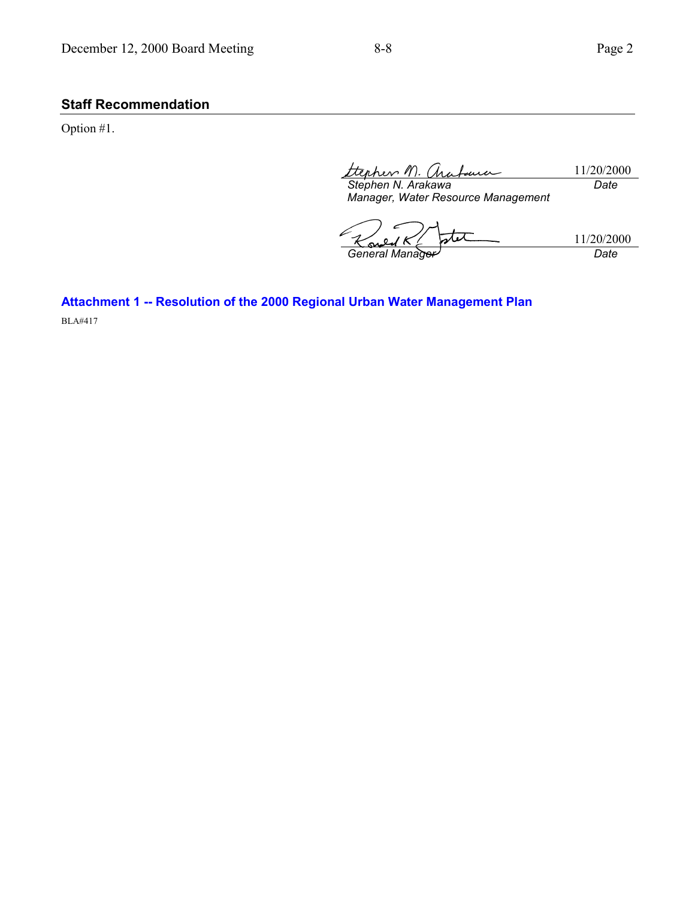## Staff Recommendation

Option #1.

| | |
|---|---|
| *Stephen N. Arakawa* | 11/20/2000 |
| *Manager, Water Resource Management* | *Date* |

| | |
|---|---|
| *General Manager* | 11/20/2000 |
| | *Date* |

**Attachment 1 -- Resolution of the 2000 Regional Urban Water Management Plan**

BLA#417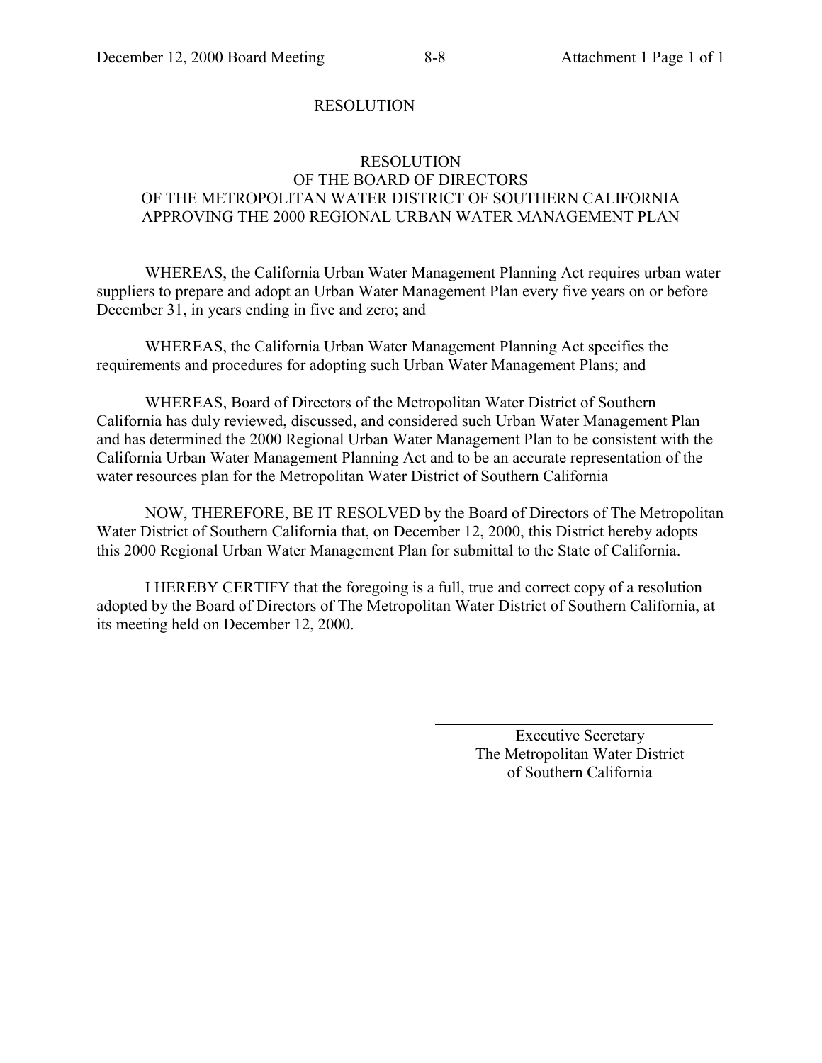RESOLUTION ___________

# RESOLUTION
## OF THE BOARD OF DIRECTORS
## OF THE METROPOLITAN WATER DISTRICT OF SOUTHERN CALIFORNIA
## APPROVING THE 2000 REGIONAL URBAN WATER MANAGEMENT PLAN

WHEREAS, the California Urban Water Management Planning Act requires urban water suppliers to prepare and adopt an Urban Water Management Plan every five years on or before December 31, in years ending in five and zero; and

WHEREAS, the California Urban Water Management Planning Act specifies the requirements and procedures for adopting such Urban Water Management Plans; and

WHEREAS, Board of Directors of the Metropolitan Water District of Southern California has duly reviewed, discussed, and considered such Urban Water Management Plan and has determined the 2000 Regional Urban Water Management Plan to be consistent with the California Urban Water Management Planning Act and to be an accurate representation of the water resources plan for the Metropolitan Water District of Southern California

NOW, THEREFORE, BE IT RESOLVED by the Board of Directors of The Metropolitan Water District of Southern California that, on December 12, 2000, this District hereby adopts this 2000 Regional Urban Water Management Plan for submittal to the State of California.

I HEREBY CERTIFY that the foregoing is a full, true and correct copy of a resolution adopted by the Board of Directors of The Metropolitan Water District of Southern California, at its meeting held on December 12, 2000.

_______________________________

Executive Secretary
The Metropolitan Water District
of Southern California